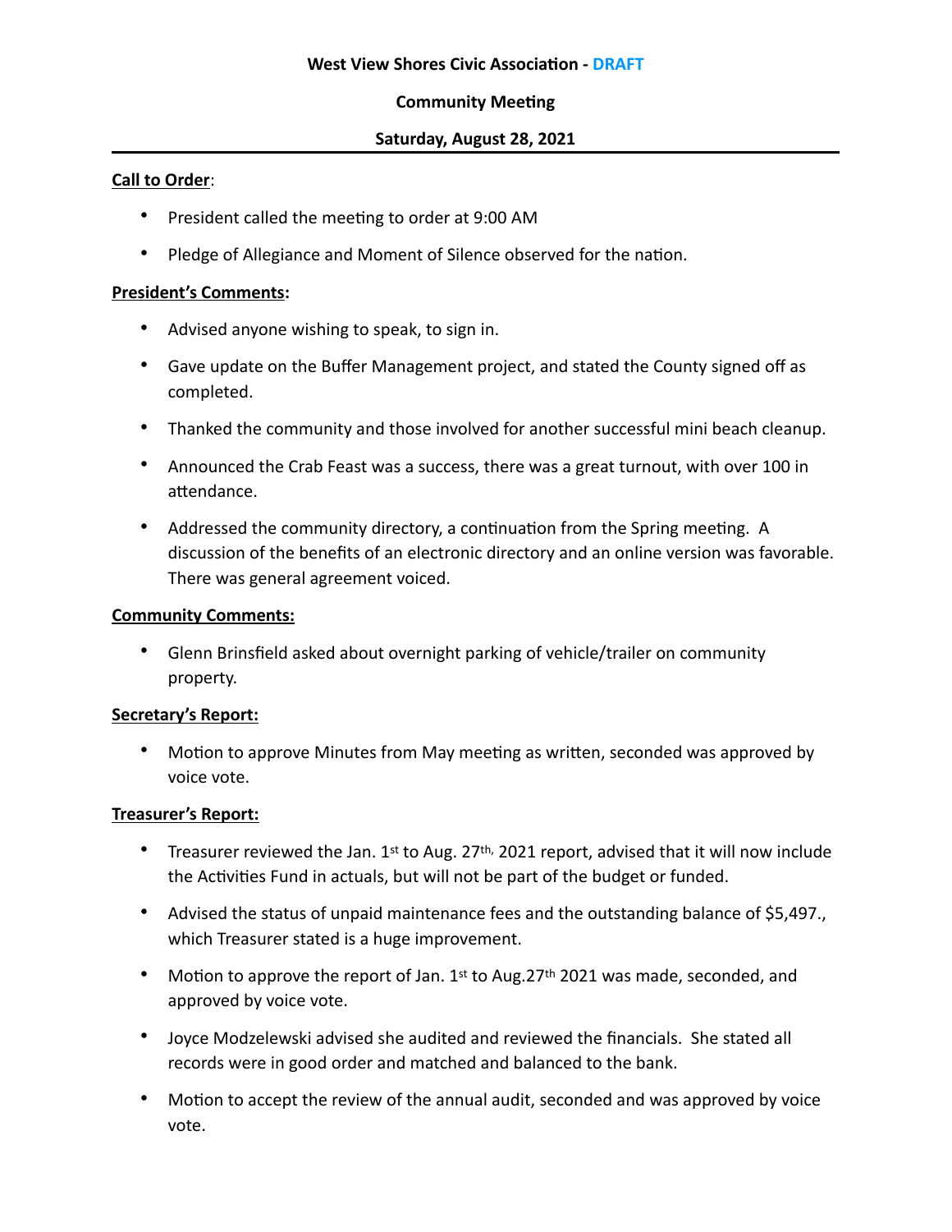**West View Shores Civic Association - DRAFT**

**Community Meeting**

**Saturday, August 28, 2021**

---

**Call to Order**:

- President called the meeting to order at 9:00 AM
- Pledge of Allegiance and Moment of Silence observed for the nation.

**President's Comments:**

- Advised anyone wishing to speak, to sign in.
- Gave update on the Buffer Management project, and stated the County signed off as completed.
- Thanked the community and those involved for another successful mini beach cleanup.
- Announced the Crab Feast was a success, there was a great turnout, with over 100 in attendance.
- Addressed the community directory, a continuation from the Spring meeting. A discussion of the benefits of an electronic directory and an online version was favorable. There was general agreement voiced.

**Community Comments:**

- Glenn Brinsfield asked about overnight parking of vehicle/trailer on community property.

**Secretary's Report:**

- Motion to approve Minutes from May meeting as written, seconded was approved by voice vote.

**Treasurer's Report:**

- Treasurer reviewed the Jan. 1st to Aug. 27th, 2021 report, advised that it will now include the Activities Fund in actuals, but will not be part of the budget or funded.
- Advised the status of unpaid maintenance fees and the outstanding balance of $5,497., which Treasurer stated is a huge improvement.
- Motion to approve the report of Jan. 1st to Aug.27th 2021 was made, seconded, and approved by voice vote.
- Joyce Modzelewski advised she audited and reviewed the financials. She stated all records were in good order and matched and balanced to the bank.
- Motion to accept the review of the annual audit, seconded and was approved by voice vote.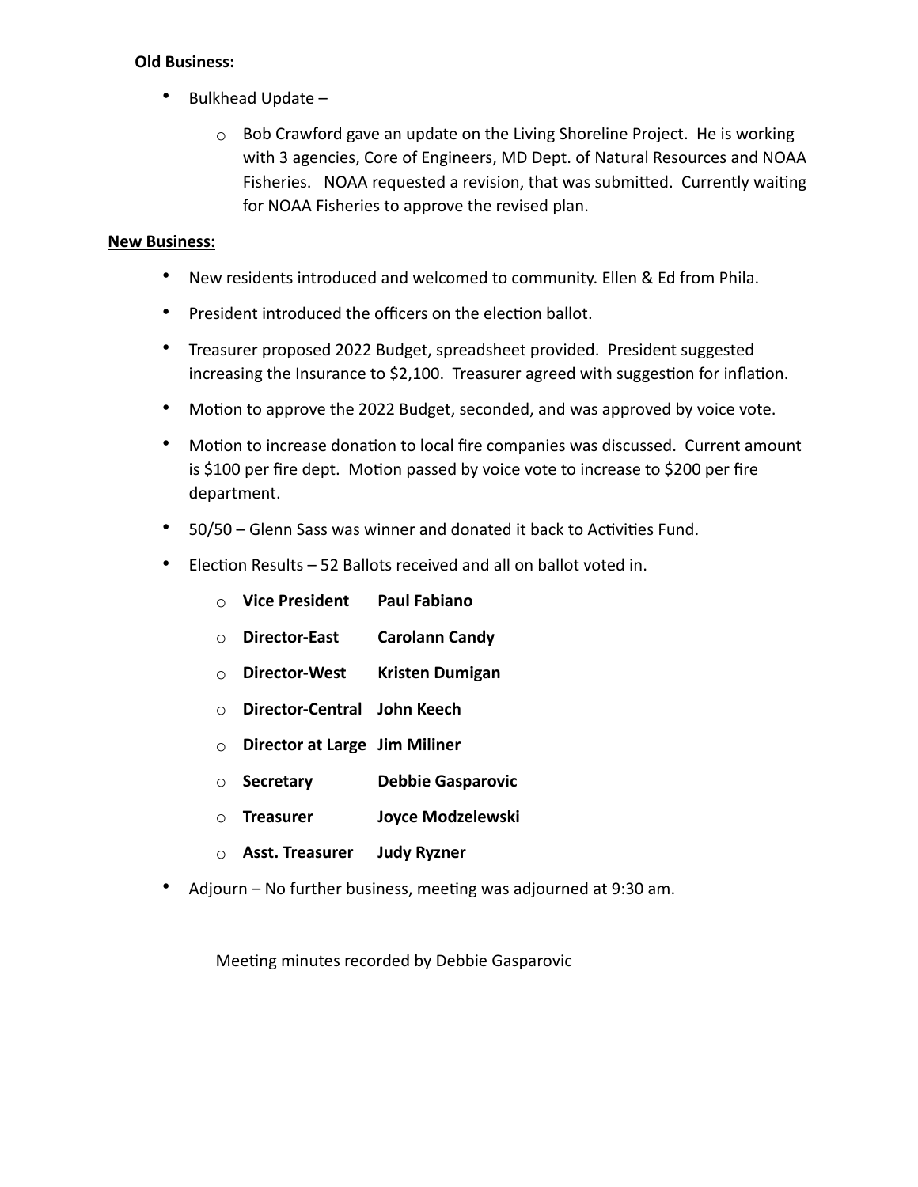**Old Business:**

- Bulkhead Update –
  - Bob Crawford gave an update on the Living Shoreline Project. He is working with 3 agencies, Core of Engineers, MD Dept. of Natural Resources and NOAA Fisheries. NOAA requested a revision, that was submitted. Currently waiting for NOAA Fisheries to approve the revised plan.

**New Business:**

- New residents introduced and welcomed to community. Ellen & Ed from Phila.
- President introduced the officers on the election ballot.
- Treasurer proposed 2022 Budget, spreadsheet provided. President suggested increasing the Insurance to $2,100. Treasurer agreed with suggestion for inflation.
- Motion to approve the 2022 Budget, seconded, and was approved by voice vote.
- Motion to increase donation to local fire companies was discussed. Current amount is $100 per fire dept. Motion passed by voice vote to increase to $200 per fire department.
- 50/50 – Glenn Sass was winner and donated it back to Activities Fund.
- Election Results – 52 Ballots received and all on ballot voted in.
  - **Vice President** **Paul Fabiano**
  - **Director-East** **Carolann Candy**
  - **Director-West** **Kristen Dumigan**
  - **Director-Central** **John Keech**
  - **Director at Large** **Jim Miliner**
  - **Secretary** **Debbie Gasparovic**
  - **Treasurer** **Joyce Modzelewski**
  - **Asst. Treasurer** **Judy Ryzner**
- Adjourn – No further business, meeting was adjourned at 9:30 am.

Meeting minutes recorded by Debbie Gasparovic